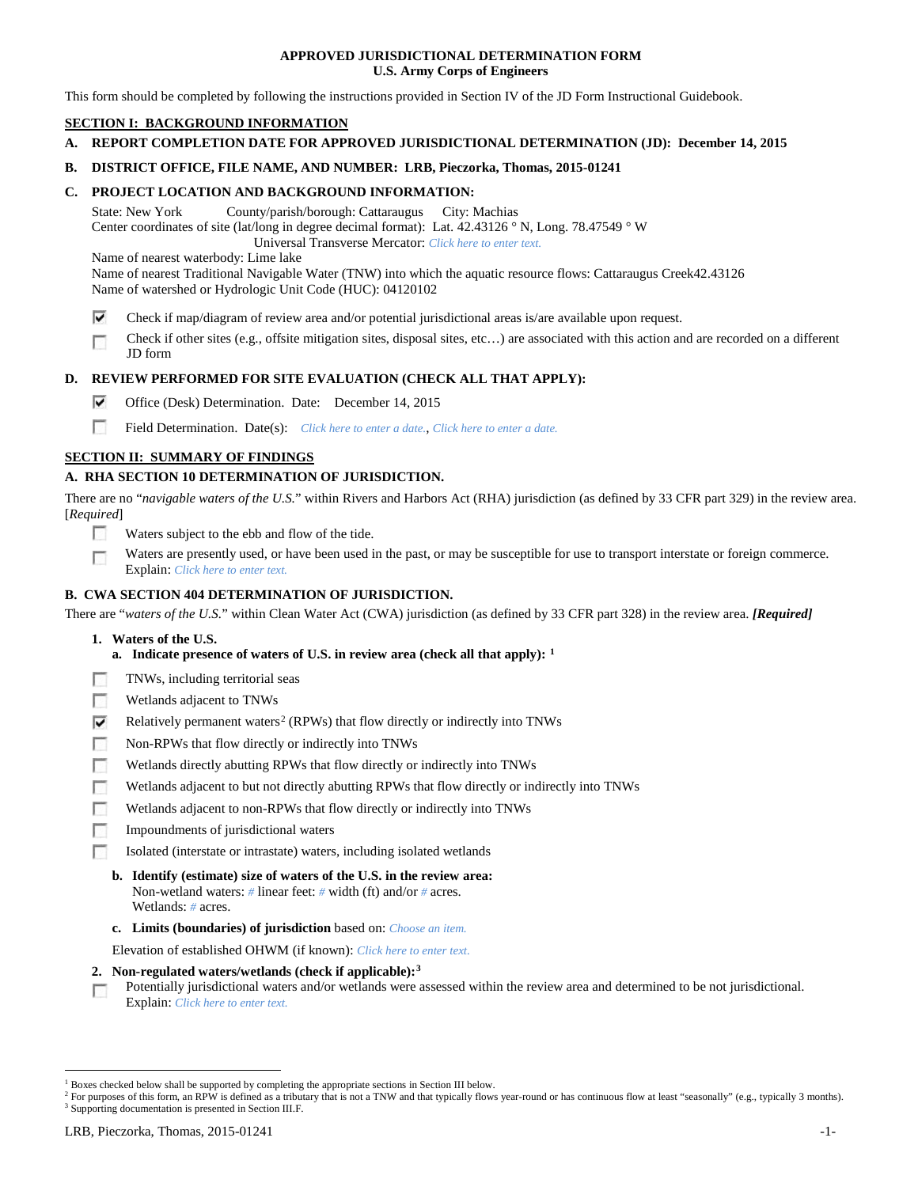**APPROVED JURISDICTIONAL DETERMINATION FORM**
**U.S. Army Corps of Engineers**

This form should be completed by following the instructions provided in Section IV of the JD Form Instructional Guidebook.

## SECTION I: BACKGROUND INFORMATION

**A. REPORT COMPLETION DATE FOR APPROVED JURISDICTIONAL DETERMINATION (JD): December 14, 2015**

**B. DISTRICT OFFICE, FILE NAME, AND NUMBER: LRB, Pieczorka, Thomas, 2015-01241**

**C. PROJECT LOCATION AND BACKGROUND INFORMATION:**

State: New York County/parish/borough: Cattaraugus City: Machias
Center coordinates of site (lat/long in degree decimal format): Lat. 42.43126 ° N, Long. 78.47549 ° W
Universal Transverse Mercator: *Click here to enter text.*
Name of nearest waterbody: Lime lake
Name of nearest Traditional Navigable Water (TNW) into which the aquatic resource flows: Cattaraugus Creek42.43126
Name of watershed or Hydrologic Unit Code (HUC): 04120102

☑ Check if map/diagram of review area and/or potential jurisdictional areas is/are available upon request.

☐ Check if other sites (e.g., offsite mitigation sites, disposal sites, etc…) are associated with this action and are recorded on a different JD form

**D. REVIEW PERFORMED FOR SITE EVALUATION (CHECK ALL THAT APPLY):**

☑ Office (Desk) Determination. Date: December 14, 2015

☐ Field Determination. Date(s): *Click here to enter a date., Click here to enter a date.*

## SECTION II: SUMMARY OF FINDINGS

**A. RHA SECTION 10 DETERMINATION OF JURISDICTION.**

There are no "*navigable waters of the U.S.*" within Rivers and Harbors Act (RHA) jurisdiction (as defined by 33 CFR part 329) in the review area. [*Required*]

☐ Waters subject to the ebb and flow of the tide.

☐ Waters are presently used, or have been used in the past, or may be susceptible for use to transport interstate or foreign commerce. Explain: *Click here to enter text.*

**B. CWA SECTION 404 DETERMINATION OF JURISDICTION.**

There are "*waters of the U.S.*" within Clean Water Act (CWA) jurisdiction (as defined by 33 CFR part 328) in the review area. ***[Required]***

**1. Waters of the U.S.**

**a. Indicate presence of waters of U.S. in review area (check all that apply):** [1]

☐ TNWs, including territorial seas
☐ Wetlands adjacent to TNWs
☑ Relatively permanent waters[2] (RPWs) that flow directly or indirectly into TNWs
☐ Non-RPWs that flow directly or indirectly into TNWs
☐ Wetlands directly abutting RPWs that flow directly or indirectly into TNWs
☐ Wetlands adjacent to but not directly abutting RPWs that flow directly or indirectly into TNWs
☐ Wetlands adjacent to non-RPWs that flow directly or indirectly into TNWs
☐ Impoundments of jurisdictional waters
☐ Isolated (interstate or intrastate) waters, including isolated wetlands

**b. Identify (estimate) size of waters of the U.S. in the review area:**
Non-wetland waters: *#* linear feet: *#* width (ft) and/or *#* acres.
Wetlands: *#* acres.

**c. Limits (boundaries) of jurisdiction** based on: *Choose an item.*

Elevation of established OHWM (if known): *Click here to enter text.*

**2. Non-regulated waters/wetlands (check if applicable):**[3]

☐ Potentially jurisdictional waters and/or wetlands were assessed within the review area and determined to be not jurisdictional. Explain: *Click here to enter text.*

---

[1] Boxes checked below shall be supported by completing the appropriate sections in Section III below.
[2] For purposes of this form, an RPW is defined as a tributary that is not a TNW and that typically flows year-round or has continuous flow at least "seasonally" (e.g., typically 3 months).
[3] Supporting documentation is presented in Section III.F.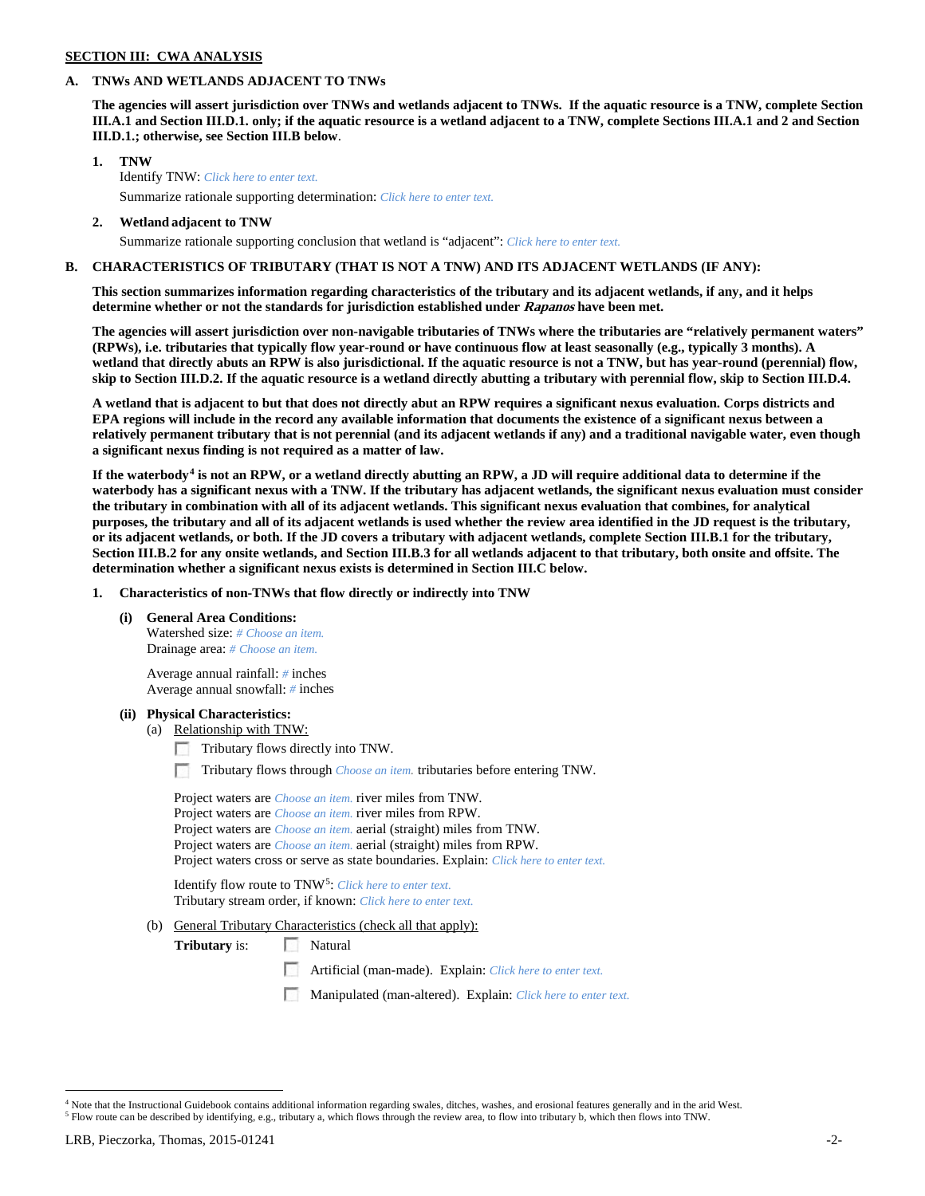**SECTION III: CWA ANALYSIS**

**A. TNWs AND WETLANDS ADJACENT TO TNWs**

**The agencies will assert jurisdiction over TNWs and wetlands adjacent to TNWs. If the aquatic resource is a TNW, complete Section III.A.1 and Section III.D.1. only; if the aquatic resource is a wetland adjacent to a TNW, complete Sections III.A.1 and 2 and Section III.D.1.; otherwise, see Section III.B below**.

**1. TNW**

Identify TNW: *Click here to enter text.*

Summarize rationale supporting determination: *Click here to enter text.*

**2. Wetland adjacent to TNW**

Summarize rationale supporting conclusion that wetland is "adjacent": *Click here to enter text.*

**B. CHARACTERISTICS OF TRIBUTARY (THAT IS NOT A TNW) AND ITS ADJACENT WETLANDS (IF ANY):**

**This section summarizes information regarding characteristics of the tributary and its adjacent wetlands, if any, and it helps determine whether or not the standards for jurisdiction established under *Rapanos* have been met.**

**The agencies will assert jurisdiction over non-navigable tributaries of TNWs where the tributaries are "relatively permanent waters" (RPWs), i.e. tributaries that typically flow year-round or have continuous flow at least seasonally (e.g., typically 3 months). A wetland that directly abuts an RPW is also jurisdictional. If the aquatic resource is not a TNW, but has year-round (perennial) flow, skip to Section III.D.2. If the aquatic resource is a wetland directly abutting a tributary with perennial flow, skip to Section III.D.4.**

**A wetland that is adjacent to but that does not directly abut an RPW requires a significant nexus evaluation. Corps districts and EPA regions will include in the record any available information that documents the existence of a significant nexus between a relatively permanent tributary that is not perennial (and its adjacent wetlands if any) and a traditional navigable water, even though a significant nexus finding is not required as a matter of law.**

**If the waterbody[4] is not an RPW, or a wetland directly abutting an RPW, a JD will require additional data to determine if the waterbody has a significant nexus with a TNW. If the tributary has adjacent wetlands, the significant nexus evaluation must consider the tributary in combination with all of its adjacent wetlands. This significant nexus evaluation that combines, for analytical purposes, the tributary and all of its adjacent wetlands is used whether the review area identified in the JD request is the tributary, or its adjacent wetlands, or both. If the JD covers a tributary with adjacent wetlands, complete Section III.B.1 for the tributary, Section III.B.2 for any onsite wetlands, and Section III.B.3 for all wetlands adjacent to that tributary, both onsite and offsite. The determination whether a significant nexus exists is determined in Section III.C below.**

**1. Characteristics of non-TNWs that flow directly or indirectly into TNW**

**(i) General Area Conditions:**

Watershed size: *# Choose an item.*
Drainage area: *# Choose an item.*

Average annual rainfall: *#* inches
Average annual snowfall: *#* inches

**(ii) Physical Characteristics:**

(a) Relationship with TNW:

☐ Tributary flows directly into TNW.

☐ Tributary flows through *Choose an item.* tributaries before entering TNW.

Project waters are *Choose an item.* river miles from TNW.
Project waters are *Choose an item.* river miles from RPW.
Project waters are *Choose an item.* aerial (straight) miles from TNW.
Project waters are *Choose an item.* aerial (straight) miles from RPW.
Project waters cross or serve as state boundaries. Explain: *Click here to enter text.*

Identify flow route to TNW[5]: *Click here to enter text.*
Tributary stream order, if known: *Click here to enter text.*

(b) General Tributary Characteristics (check all that apply):

**Tributary** is: ☐ Natural

☐ Artificial (man-made). Explain: *Click here to enter text.*

☐ Manipulated (man-altered). Explain: *Click here to enter text.*

---

[4] Note that the Instructional Guidebook contains additional information regarding swales, ditches, washes, and erosional features generally and in the arid West.
[5] Flow route can be described by identifying, e.g., tributary a, which flows through the review area, to flow into tributary b, which then flows into TNW.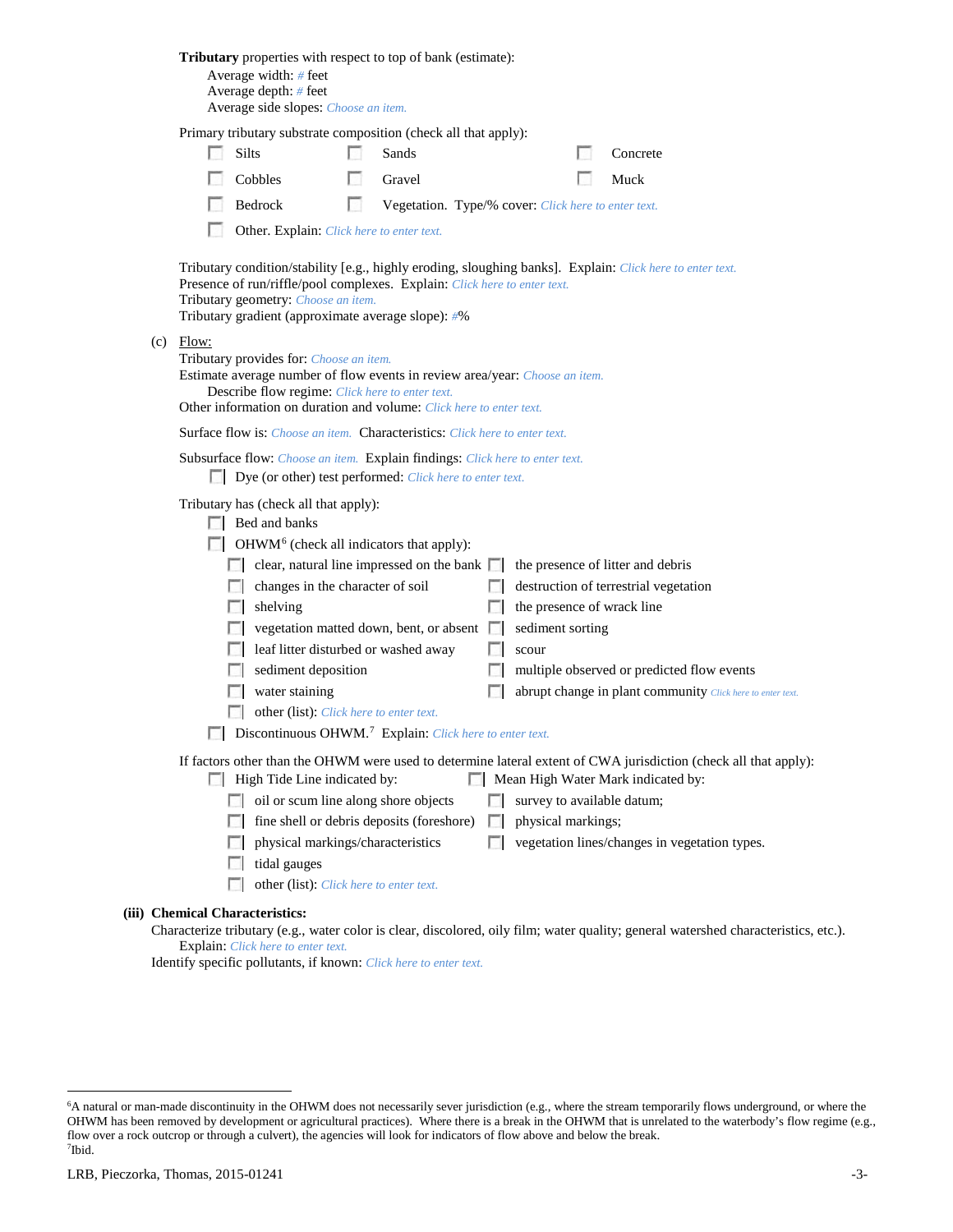**Tributary** properties with respect to top of bank (estimate):

Average width: # feet
Average depth: # feet
Average side slopes: *Choose an item.*

Primary tributary substrate composition (check all that apply):

☐ Silts ☐ Sands ☐ Concrete
☐ Cobbles ☐ Gravel ☐ Muck
☐ Bedrock ☐ Vegetation. Type/% cover: *Click here to enter text.*
☐ Other. Explain: *Click here to enter text.*

Tributary condition/stability [e.g., highly eroding, sloughing banks]. Explain: *Click here to enter text.*
Presence of run/riffle/pool complexes. Explain: *Click here to enter text.*
Tributary geometry: *Choose an item.*
Tributary gradient (approximate average slope): #%

(c) Flow:

Tributary provides for: *Choose an item.*
Estimate average number of flow events in review area/year: *Choose an item.*
Describe flow regime: *Click here to enter text.*
Other information on duration and volume: *Click here to enter text.*

Surface flow is: *Choose an item.* Characteristics: *Click here to enter text.*

Subsurface flow: *Choose an item.* Explain findings: *Click here to enter text.*
☐ Dye (or other) test performed: *Click here to enter text.*

Tributary has (check all that apply):
☐ Bed and banks
☐ OHWM[6] (check all indicators that apply):

☐ clear, natural line impressed on the bank ☐ the presence of litter and debris
☐ changes in the character of soil ☐ destruction of terrestrial vegetation
☐ shelving ☐ the presence of wrack line
☐ vegetation matted down, bent, or absent ☐ sediment sorting
☐ leaf litter disturbed or washed away ☐ scour
☐ sediment deposition ☐ multiple observed or predicted flow events
☐ water staining ☐ abrupt change in plant community *Click here to enter text.*
☐ other (list): *Click here to enter text.*

☐ Discontinuous OHWM.[7] Explain: *Click here to enter text.*

If factors other than the OHWM were used to determine lateral extent of CWA jurisdiction (check all that apply):

☐ High Tide Line indicated by: ☐ Mean High Water Mark indicated by:
☐ oil or scum line along shore objects ☐ survey to available datum;
☐ fine shell or debris deposits (foreshore) ☐ physical markings;
☐ physical markings/characteristics ☐ vegetation lines/changes in vegetation types.
☐ tidal gauges
☐ other (list): *Click here to enter text.*

**(iii) Chemical Characteristics:**

Characterize tributary (e.g., water color is clear, discolored, oily film; water quality; general watershed characteristics, etc.).
Explain: *Click here to enter text.*
Identify specific pollutants, if known: *Click here to enter text.*

---

[6] A natural or man-made discontinuity in the OHWM does not necessarily sever jurisdiction (e.g., where the stream temporarily flows underground, or where the OHWM has been removed by development or agricultural practices). Where there is a break in the OHWM that is unrelated to the waterbody's flow regime (e.g., flow over a rock outcrop or through a culvert), the agencies will look for indicators of flow above and below the break.
[7] Ibid.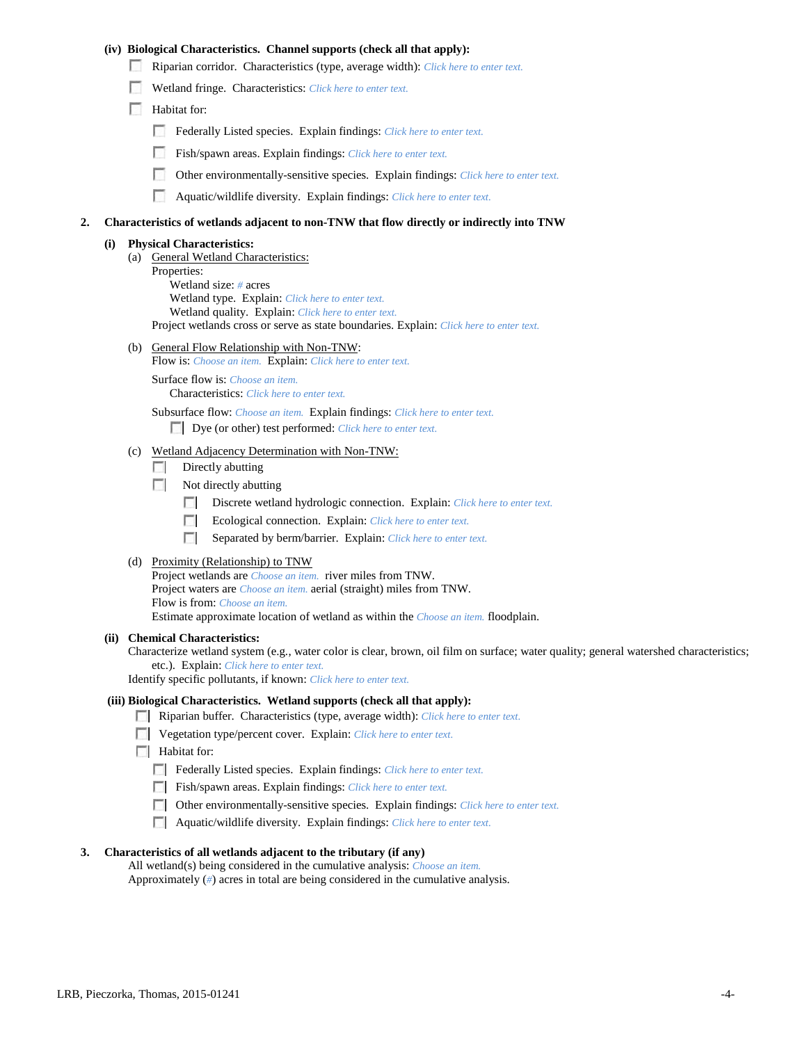**(iv) Biological Characteristics. Channel supports (check all that apply):**

- ☐ Riparian corridor. Characteristics (type, average width): *Click here to enter text.*
- ☐ Wetland fringe. Characteristics: *Click here to enter text.*
- ☐ Habitat for:
  - ☐ Federally Listed species. Explain findings: *Click here to enter text.*
  - ☐ Fish/spawn areas. Explain findings: *Click here to enter text.*
  - ☐ Other environmentally-sensitive species. Explain findings: *Click here to enter text.*
  - ☐ Aquatic/wildlife diversity. Explain findings: *Click here to enter text.*

**2. Characteristics of wetlands adjacent to non-TNW that flow directly or indirectly into TNW**

**(i) Physical Characteristics:**

(a) General Wetland Characteristics:
Properties:
Wetland size: *#* acres
Wetland type. Explain: *Click here to enter text.*
Wetland quality. Explain: *Click here to enter text.*
Project wetlands cross or serve as state boundaries. Explain: *Click here to enter text.*

(b) General Flow Relationship with Non-TNW:
Flow is: *Choose an item.* Explain: *Click here to enter text.*

Surface flow is: *Choose an item.*
Characteristics: *Click here to enter text.*

Subsurface flow: *Choose an item.* Explain findings: *Click here to enter text.*
☐ Dye (or other) test performed: *Click here to enter text.*

(c) Wetland Adjacency Determination with Non-TNW:
- ☐ Directly abutting
- ☐ Not directly abutting
  - ☐ Discrete wetland hydrologic connection. Explain: *Click here to enter text.*
  - ☐ Ecological connection. Explain: *Click here to enter text.*
  - ☐ Separated by berm/barrier. Explain: *Click here to enter text.*

(d) Proximity (Relationship) to TNW
Project wetlands are *Choose an item.* river miles from TNW.
Project waters are *Choose an item.* aerial (straight) miles from TNW.
Flow is from: *Choose an item.*
Estimate approximate location of wetland as within the *Choose an item.* floodplain.

**(ii) Chemical Characteristics:**
Characterize wetland system (e.g., water color is clear, brown, oil film on surface; water quality; general watershed characteristics; etc.). Explain: *Click here to enter text.*
Identify specific pollutants, if known: *Click here to enter text.*

**(iii) Biological Characteristics. Wetland supports (check all that apply):**

- ☐ Riparian buffer. Characteristics (type, average width): *Click here to enter text.*
- ☐ Vegetation type/percent cover. Explain: *Click here to enter text.*
- ☐ Habitat for:
  - ☐ Federally Listed species. Explain findings: *Click here to enter text.*
  - ☐ Fish/spawn areas. Explain findings: *Click here to enter text.*
  - ☐ Other environmentally-sensitive species. Explain findings: *Click here to enter text.*
  - ☐ Aquatic/wildlife diversity. Explain findings: *Click here to enter text.*

**3. Characteristics of all wetlands adjacent to the tributary (if any)**
All wetland(s) being considered in the cumulative analysis: *Choose an item.*
Approximately (*#*) acres in total are being considered in the cumulative analysis.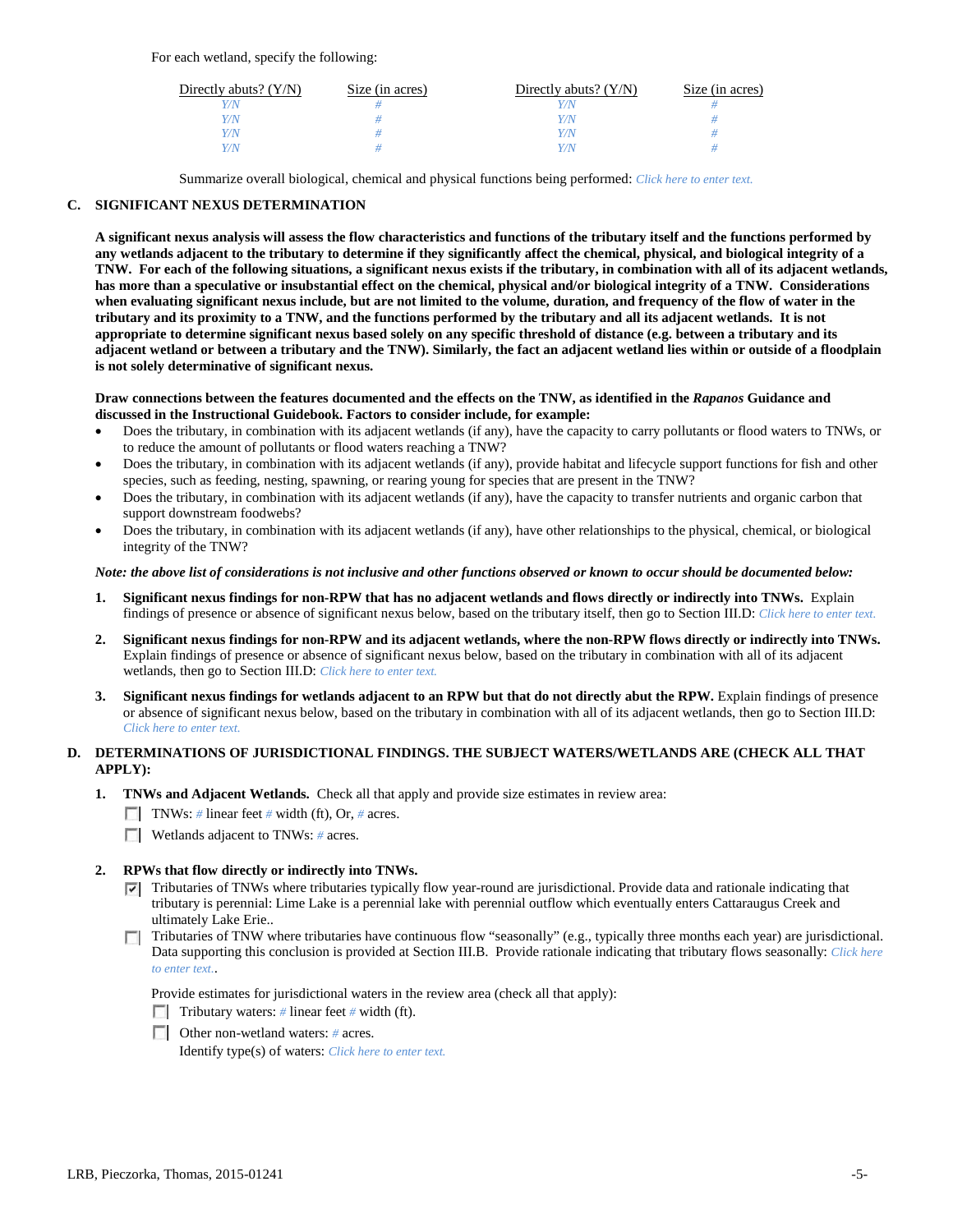For each wetland, specify the following:

| Directly abuts? (Y/N) | Size (in acres) | Directly abuts? (Y/N) | Size (in acres) |
|---|---|---|---|
| Y/N | # | Y/N | # |
| Y/N | # | Y/N | # |
| Y/N | # | Y/N | # |
| Y/N | # | Y/N | # |

Summarize overall biological, chemical and physical functions being performed: Click here to enter text.

## C. SIGNIFICANT NEXUS DETERMINATION

**A significant nexus analysis will assess the flow characteristics and functions of the tributary itself and the functions performed by any wetlands adjacent to the tributary to determine if they significantly affect the chemical, physical, and biological integrity of a TNW. For each of the following situations, a significant nexus exists if the tributary, in combination with all of its adjacent wetlands, has more than a speculative or insubstantial effect on the chemical, physical and/or biological integrity of a TNW. Considerations when evaluating significant nexus include, but are not limited to the volume, duration, and frequency of the flow of water in the tributary and its proximity to a TNW, and the functions performed by the tributary and all its adjacent wetlands. It is not appropriate to determine significant nexus based solely on any specific threshold of distance (e.g. between a tributary and its adjacent wetland or between a tributary and the TNW). Similarly, the fact an adjacent wetland lies within or outside of a floodplain is not solely determinative of significant nexus.**

**Draw connections between the features documented and the effects on the TNW, as identified in the *Rapanos* Guidance and discussed in the Instructional Guidebook. Factors to consider include, for example:**

- Does the tributary, in combination with its adjacent wetlands (if any), have the capacity to carry pollutants or flood waters to TNWs, or to reduce the amount of pollutants or flood waters reaching a TNW?
- Does the tributary, in combination with its adjacent wetlands (if any), provide habitat and lifecycle support functions for fish and other species, such as feeding, nesting, spawning, or rearing young for species that are present in the TNW?
- Does the tributary, in combination with its adjacent wetlands (if any), have the capacity to transfer nutrients and organic carbon that support downstream foodwebs?
- Does the tributary, in combination with its adjacent wetlands (if any), have other relationships to the physical, chemical, or biological integrity of the TNW?

***Note: the above list of considerations is not inclusive and other functions observed or known to occur should be documented below:***

1. **Significant nexus findings for non-RPW that has no adjacent wetlands and flows directly or indirectly into TNWs.** Explain findings of presence or absence of significant nexus below, based on the tributary itself, then go to Section III.D: Click here to enter text.

2. **Significant nexus findings for non-RPW and its adjacent wetlands, where the non-RPW flows directly or indirectly into TNWs.** Explain findings of presence or absence of significant nexus below, based on the tributary in combination with all of its adjacent wetlands, then go to Section III.D: Click here to enter text.

3. **Significant nexus findings for wetlands adjacent to an RPW but that do not directly abut the RPW.** Explain findings of presence or absence of significant nexus below, based on the tributary in combination with all of its adjacent wetlands, then go to Section III.D: Click here to enter text.

## D. DETERMINATIONS OF JURISDICTIONAL FINDINGS. THE SUBJECT WATERS/WETLANDS ARE (CHECK ALL THAT APPLY):

1. **TNWs and Adjacent Wetlands.** Check all that apply and provide size estimates in review area:
   - ☐ TNWs: # linear feet # width (ft), Or, # acres.
   - ☐ Wetlands adjacent to TNWs: # acres.

2. **RPWs that flow directly or indirectly into TNWs.**
   - ☑ Tributaries of TNWs where tributaries typically flow year-round are jurisdictional. Provide data and rationale indicating that tributary is perennial: Lime Lake is a perennial lake with perennial outflow which eventually enters Cattaraugus Creek and ultimately Lake Erie..
   - ☐ Tributaries of TNW where tributaries have continuous flow "seasonally" (e.g., typically three months each year) are jurisdictional. Data supporting this conclusion is provided at Section III.B. Provide rationale indicating that tributary flows seasonally: Click here to enter text..

   Provide estimates for jurisdictional waters in the review area (check all that apply):
   - ☐ Tributary waters: # linear feet # width (ft).
   - ☐ Other non-wetland waters: # acres.
     Identify type(s) of waters: Click here to enter text.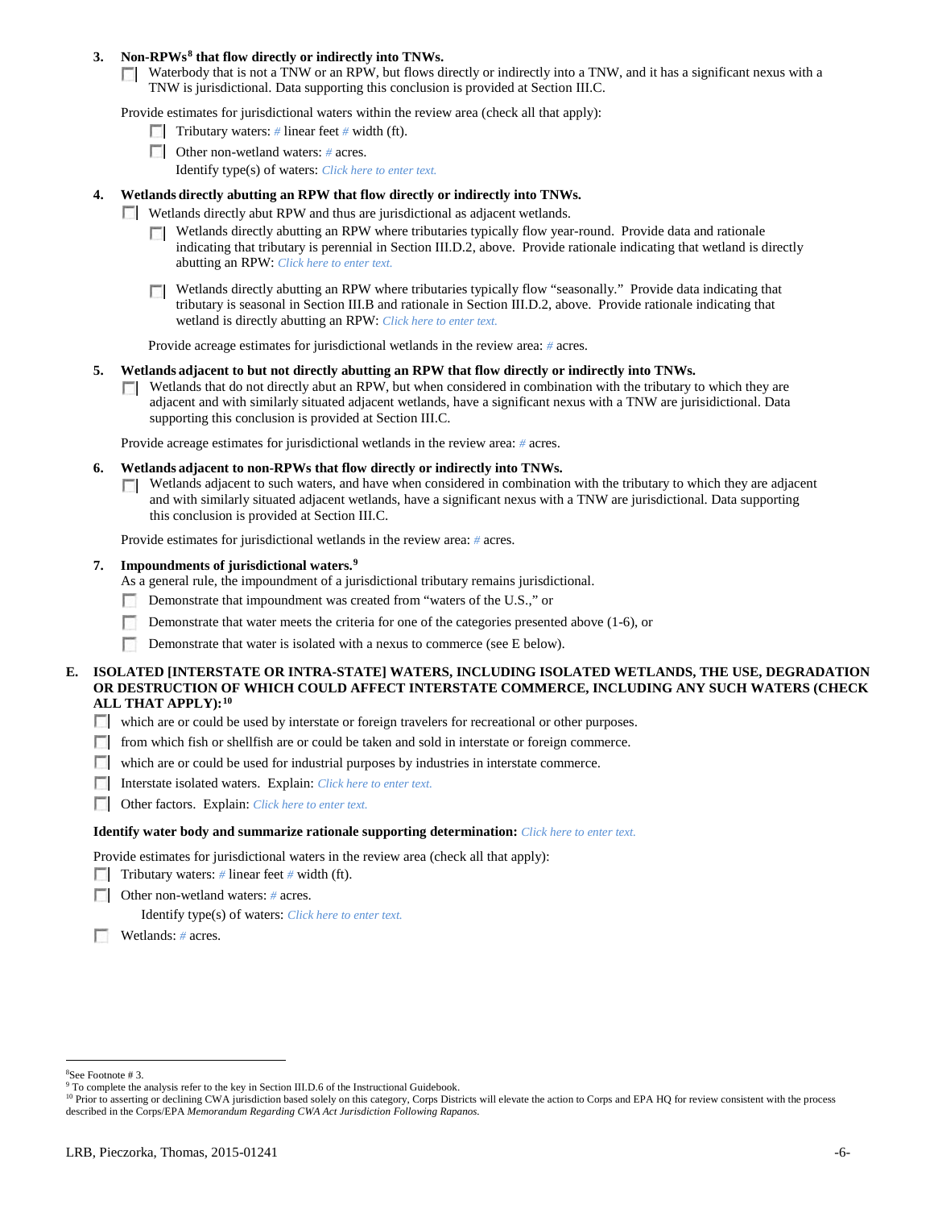**3. Non-RPWs[8] that flow directly or indirectly into TNWs.**

☐ Waterbody that is not a TNW or an RPW, but flows directly or indirectly into a TNW, and it has a significant nexus with a TNW is jurisdictional. Data supporting this conclusion is provided at Section III.C.

Provide estimates for jurisdictional waters within the review area (check all that apply):

☐ Tributary waters: # linear feet # width (ft).

☐ Other non-wetland waters: # acres.

Identify type(s) of waters: *Click here to enter text.*

**4. Wetlands directly abutting an RPW that flow directly or indirectly into TNWs.**

☐ Wetlands directly abut RPW and thus are jurisdictional as adjacent wetlands.

☐ Wetlands directly abutting an RPW where tributaries typically flow year-round. Provide data and rationale indicating that tributary is perennial in Section III.D.2, above. Provide rationale indicating that wetland is directly abutting an RPW: *Click here to enter text.*

☐ Wetlands directly abutting an RPW where tributaries typically flow "seasonally." Provide data indicating that tributary is seasonal in Section III.B and rationale in Section III.D.2, above. Provide rationale indicating that wetland is directly abutting an RPW: *Click here to enter text.*

Provide acreage estimates for jurisdictional wetlands in the review area: # acres.

**5. Wetlands adjacent to but not directly abutting an RPW that flow directly or indirectly into TNWs.**

☐ Wetlands that do not directly abut an RPW, but when considered in combination with the tributary to which they are adjacent and with similarly situated adjacent wetlands, have a significant nexus with a TNW are jurisidictional. Data supporting this conclusion is provided at Section III.C.

Provide acreage estimates for jurisdictional wetlands in the review area: # acres.

**6. Wetlands adjacent to non-RPWs that flow directly or indirectly into TNWs.**

☐ Wetlands adjacent to such waters, and have when considered in combination with the tributary to which they are adjacent and with similarly situated adjacent wetlands, have a significant nexus with a TNW are jurisdictional. Data supporting this conclusion is provided at Section III.C.

Provide estimates for jurisdictional wetlands in the review area: # acres.

**7. Impoundments of jurisdictional waters.[9]**

As a general rule, the impoundment of a jurisdictional tributary remains jurisdictional.

☐ Demonstrate that impoundment was created from "waters of the U.S.," or

☐ Demonstrate that water meets the criteria for one of the categories presented above (1-6), or

☐ Demonstrate that water is isolated with a nexus to commerce (see E below).

**E. ISOLATED [INTERSTATE OR INTRA-STATE] WATERS, INCLUDING ISOLATED WETLANDS, THE USE, DEGRADATION OR DESTRUCTION OF WHICH COULD AFFECT INTERSTATE COMMERCE, INCLUDING ANY SUCH WATERS (CHECK ALL THAT APPLY):[10]**

☐ which are or could be used by interstate or foreign travelers for recreational or other purposes.

☐ from which fish or shellfish are or could be taken and sold in interstate or foreign commerce.

☐ which are or could be used for industrial purposes by industries in interstate commerce.

☐ Interstate isolated waters. Explain: *Click here to enter text.*

☐ Other factors. Explain: *Click here to enter text.*

**Identify water body and summarize rationale supporting determination:** *Click here to enter text.*

Provide estimates for jurisdictional waters in the review area (check all that apply):

☐ Tributary waters: # linear feet # width (ft).

☐ Other non-wetland waters: # acres.

Identify type(s) of waters: *Click here to enter text.*

☐ Wetlands: # acres.

---

[8]See Footnote # 3.

[9] To complete the analysis refer to the key in Section III.D.6 of the Instructional Guidebook.

[10] Prior to asserting or declining CWA jurisdiction based solely on this category, Corps Districts will elevate the action to Corps and EPA HQ for review consistent with the process described in the Corps/EPA *Memorandum Regarding CWA Act Jurisdiction Following Rapanos.*

LRB, Pieczorka, Thomas, 2015-01241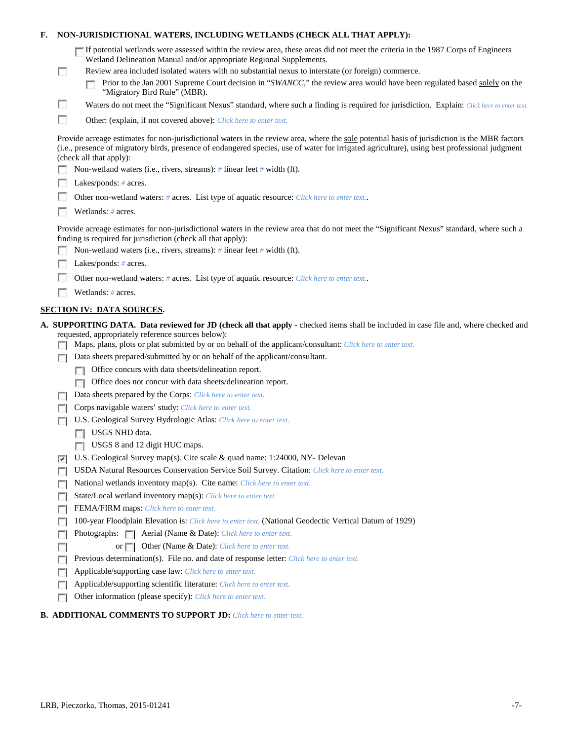**F. NON-JURISDICTIONAL WATERS, INCLUDING WETLANDS (CHECK ALL THAT APPLY):**

- ☐ If potential wetlands were assessed within the review area, these areas did not meet the criteria in the 1987 Corps of Engineers Wetland Delineation Manual and/or appropriate Regional Supplements.
- ☐ Review area included isolated waters with no substantial nexus to interstate (or foreign) commerce.
  - ☐ Prior to the Jan 2001 Supreme Court decision in "*SWANCC*," the review area would have been regulated based solely on the "Migratory Bird Rule" (MBR).
- ☐ Waters do not meet the "Significant Nexus" standard, where such a finding is required for jurisdiction. Explain: *Click here to enter text.*
- ☐ Other: (explain, if not covered above): *Click here to enter text.*

Provide acreage estimates for non-jurisdictional waters in the review area, where the sole potential basis of jurisdiction is the MBR factors (i.e., presence of migratory birds, presence of endangered species, use of water for irrigated agriculture), using best professional judgment (check all that apply):

- ☐ Non-wetland waters (i.e., rivers, streams): *#* linear feet *#* width (ft).
- ☐ Lakes/ponds: *#* acres.
- ☐ Other non-wetland waters: *#* acres. List type of aquatic resource: *Click here to enter text.*.
- ☐ Wetlands: *#* acres.

Provide acreage estimates for non-jurisdictional waters in the review area that do not meet the "Significant Nexus" standard, where such a finding is required for jurisdiction (check all that apply):

- ☐ Non-wetland waters (i.e., rivers, streams): *#* linear feet *#* width (ft).
- ☐ Lakes/ponds: *#* acres.
- ☐ Other non-wetland waters: *#* acres. List type of aquatic resource: *Click here to enter text.*.
- ☐ Wetlands: *#* acres.

## SECTION IV: DATA SOURCES.

**A. SUPPORTING DATA. Data reviewed for JD (check all that apply -** checked items shall be included in case file and, where checked and requested, appropriately reference sources below):

- ☐ Maps, plans, plots or plat submitted by or on behalf of the applicant/consultant: *Click here to enter text.*
- ☐ Data sheets prepared/submitted by or on behalf of the applicant/consultant.
  - ☐ Office concurs with data sheets/delineation report.
  - ☐ Office does not concur with data sheets/delineation report.
- ☐ Data sheets prepared by the Corps: *Click here to enter text.*
- ☐ Corps navigable waters' study: *Click here to enter text.*
- ☐ U.S. Geological Survey Hydrologic Atlas: *Click here to enter text.*
  - ☐ USGS NHD data.
  - ☐ USGS 8 and 12 digit HUC maps.
- ☑ U.S. Geological Survey map(s). Cite scale & quad name: 1:24000, NY- Delevan
- ☐ USDA Natural Resources Conservation Service Soil Survey. Citation: *Click here to enter text.*
- ☐ National wetlands inventory map(s). Cite name: *Click here to enter text.*
- ☐ State/Local wetland inventory map(s): *Click here to enter text.*
- ☐ FEMA/FIRM maps: *Click here to enter text.*
- ☐ 100-year Floodplain Elevation is: *Click here to enter text.* (National Geodectic Vertical Datum of 1929)
- ☐ Photographs: ☐ Aerial (Name & Date): *Click here to enter text.*
- ☐ or ☐ Other (Name & Date): *Click here to enter text.*
- ☐ Previous determination(s). File no. and date of response letter: *Click here to enter text.*
- ☐ Applicable/supporting case law: *Click here to enter text.*
- ☐ Applicable/supporting scientific literature: *Click here to enter text.*
- ☐ Other information (please specify): *Click here to enter text.*

**B. ADDITIONAL COMMENTS TO SUPPORT JD:** *Click here to enter text.*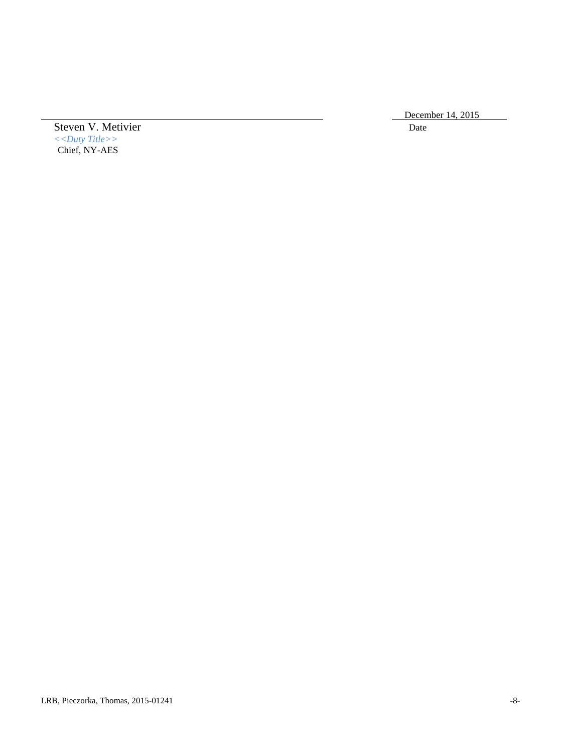Steven V. Metivier

*<<Duty Title>>*

Chief, NY-AES

December 14, 2015

Date